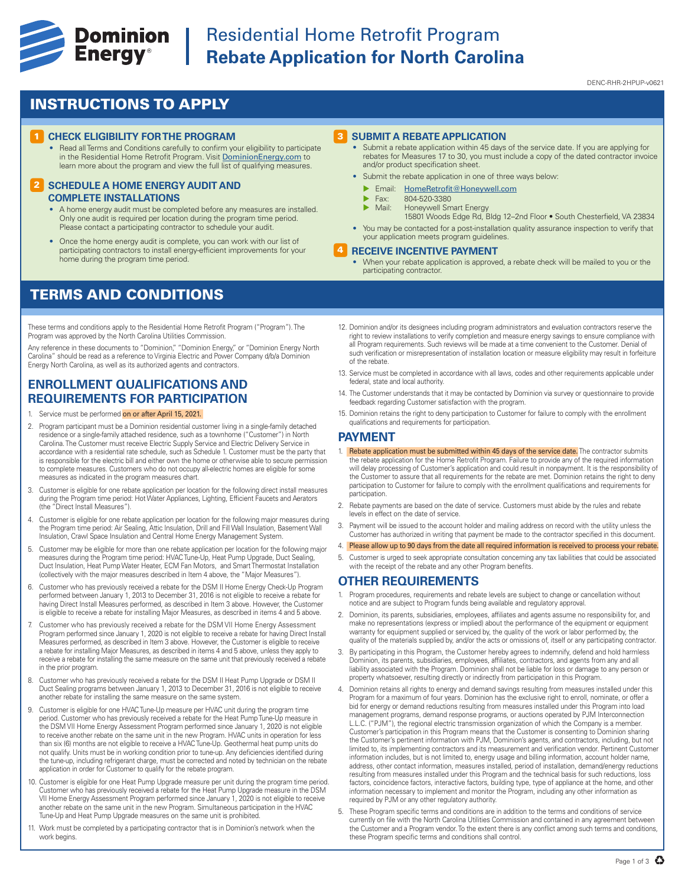# Residential Home Retrofit Program
# Rebate Application for North Carolina

DENC-RHR-2HPUP-v0621

## INSTRUCTIONS TO APPLY

### 1 CHECK ELIGIBILITY FOR THE PROGRAM

- Read all Terms and Conditions carefully to confirm your eligibility to participate in the Residential Home Retrofit Program. Visit DominionEnergy.com to learn more about the program and view the full list of qualifying measures.

### 2 SCHEDULE A HOME ENERGY AUDIT AND COMPLETE INSTALLATIONS

- A home energy audit must be completed before any measures are installed. Only one audit is required per location during the program time period. Please contact a participating contractor to schedule your audit.
- Once the home energy audit is complete, you can work with our list of participating contractors to install energy-efficient improvements for your home during the program time period.

### 3 SUBMIT A REBATE APPLICATION

- Submit a rebate application within 45 days of the service date. If you are applying for rebates for Measures 17 to 30, you must include a copy of the dated contractor invoice and/or product specification sheet.
- Submit the rebate application in one of three ways below:
  - Email: HomeRetrofit@Honeywell.com
  - Fax: 804-520-3380
  - Mail: Honeywell Smart Energy
    15801 Woods Edge Rd, Bldg 12–2nd Floor • South Chesterfield, VA 23834
- You may be contacted for a post-installation quality assurance inspection to verify that your application meets program guidelines.

### 4 RECEIVE INCENTIVE PAYMENT

- When your rebate application is approved, a rebate check will be mailed to you or the participating contractor.

## TERMS AND CONDITIONS

These terms and conditions apply to the Residential Home Retrofit Program ("Program"). The Program was approved by the North Carolina Utilities Commission.

Any reference in these documents to "Dominion," "Dominion Energy," or "Dominion Energy North Carolina" should be read as a reference to Virginia Electric and Power Company d/b/a Dominion Energy North Carolina, as well as its authorized agents and contractors.

### ENROLLMENT QUALIFICATIONS AND REQUIREMENTS FOR PARTICIPATION

1. Service must be performed **on or after April 15, 2021.**
2. Program participant must be a Dominion residential customer living in a single-family detached residence or a single-family attached residence, such as a townhome ("Customer") in North Carolina. The Customer must receive Electric Supply Service and Electric Delivery Service in accordance with a residential rate schedule, such as Schedule 1. Customer must be the party that is responsible for the electric bill and either own the home or otherwise able to secure permission to complete measures. Customers who do not occupy all-electric homes are eligible for some measures as indicated in the program measures chart.
3. Customer is eligible for one rebate application per location for the following direct install measures during the Program time period: Hot Water Appliances, Lighting, Efficient Faucets and Aerators (the "Direct Install Measures").
4. Customer is eligible for one rebate application per location for the following major measures during the Program time period: Air Sealing, Attic Insulation, Drill and Fill Wall Insulation, Basement Wall Insulation, Crawl Space Insulation and Central Home Energy Management System.
5. Customer may be eligible for more than one rebate application per location for the following major measures during the Program time period: HVAC Tune-Up, Heat Pump Upgrade, Duct Sealing, Duct Insulation, Heat Pump Water Heater, ECM Fan Motors, and Smart Thermostat Installation (collectively with the major measures described in Item 4 above, the "Major Measures").
6. Customer who has previously received a rebate for the DSM II Home Energy Check-Up Program performed between January 1, 2013 to December 31, 2016 is not eligible to receive a rebate for having Direct Install Measures performed, as described in Item 3 above. However, the Customer is eligible to receive a rebate for installing Major Measures, as described in items 4 and 5 above.
7. Customer who has previously received a rebate for the DSM VII Home Energy Assessment Program performed since January 1, 2020 is not eligible to receive a rebate for having Direct Install Measures performed, as described in Item 3 above. However, the Customer is eligible to receive a rebate for installing Major Measures, as described in items 4 and 5 above, unless they apply to receive a rebate for installing the same measure on the same unit that previously received a rebate in the prior program.
8. Customer who has previously received a rebate for the DSM II Heat Pump Upgrade or DSM II Duct Sealing programs between January 1, 2013 to December 31, 2016 is not eligible to receive another rebate for installing the same measure on the same system.
9. Customer is eligible for one HVAC Tune-Up measure per HVAC unit during the program time period. Customer who has previously received a rebate for the Heat Pump Tune-Up measure in the DSM VII Home Energy Assessment Program performed since January 1, 2020 is not eligible to receive another rebate on the same unit in the new Program. HVAC units in operation for less than six (6) months are not eligible to receive a HVAC Tune-Up. Geothermal heat pump units do not qualify. Units must be in working condition prior to tune-up. Any deficiencies identified during the tune-up, including refrigerant charge, must be corrected and noted by technician on the rebate application in order for Customer to qualify for the rebate program.
10. Customer is eligible for one Heat Pump Upgrade measure per unit during the program time period. Customer who has previously received a rebate for the Heat Pump Upgrade measure in the DSM VII Home Energy Assessment Program performed since January 1, 2020 is not eligible to receive another rebate on the same unit in the new Program. Simultaneous participation in the HVAC Tune-Up and Heat Pump Upgrade measures on the same unit is prohibited.
11. Work must be completed by a participating contractor that is in Dominion's network when the work begins.
12. Dominion and/or its designees including program administrators and evaluation contractors reserve the right to review installations to verify completion and measure energy savings to ensure compliance with all Program requirements. Such reviews will be made at a time convenient to the Customer. Denial of such verification or misrepresentation of installation location or measure eligibility may result in forfeiture of the rebate.
13. Service must be completed in accordance with all laws, codes and other requirements applicable under federal, state and local authority.
14. The Customer understands that it may be contacted by Dominion via survey or questionnaire to provide feedback regarding Customer satisfaction with the program.
15. Dominion retains the right to deny participation to Customer for failure to comply with the enrollment qualifications and requirements for participation.

### PAYMENT

1. **Rebate application must be submitted within 45 days of the service date.** The contractor submits the rebate application for the Home Retrofit Program. Failure to provide any of the required information will delay processing of Customer's application and could result in nonpayment. It is the responsibility of the Customer to assure that all requirements for the rebate are met. Dominion retains the right to deny participation to Customer for failure to comply with the enrollment qualifications and requirements for participation.
2. Rebate payments are based on the date of service. Customers must abide by the rules and rebate levels in effect on the date of service.
3. Payment will be issued to the account holder and mailing address on record with the utility unless the Customer has authorized in writing that payment be made to the contractor specified in this document.
4. **Please allow up to 90 days from the date all required information is received to process your rebate.**
5. Customer is urged to seek appropriate consultation concerning any tax liabilities that could be associated with the receipt of the rebate and any other Program benefits.

### OTHER REQUIREMENTS

1. Program procedures, requirements and rebate levels are subject to change or cancellation without notice and are subject to Program funds being available and regulatory approval.
2. Dominion, its parents, subsidiaries, employees, affiliates and agents assume no responsibility for, and make no representations (express or implied) about the performance of the equipment or equipment warranty for equipment supplied or serviced by, the quality of the work or labor performed by, the quality of the materials supplied by, and/or the acts or omissions of, itself or any participating contractor.
3. By participating in this Program, the Customer hereby agrees to indemnify, defend and hold harmless Dominion, its parents, subsidiaries, employees, affiliates, contractors, and agents from any and all liability associated with the Program. Dominion shall not be liable for loss or damage to any person or property whatsoever, resulting directly or indirectly from participation in this Program.
4. Dominion retains all rights to energy and demand savings resulting from measures installed under this Program for a maximum of four years. Dominion has the exclusive right to enroll, nominate, or offer a bid for energy or demand reductions resulting from measures installed under this Program into load management programs, demand response programs, or auctions operated by PJM Interconnection L.L.C. ("PJM"), the regional electric transmission organization of which the Company is a member. Customer's participation in this Program means that the Customer is consenting to Dominion sharing the Customer's pertinent information with PJM, Dominion's agents, and contractors, including, but not limited to, its implementing contractors and its measurement and verification vendor. Pertinent Customer information includes, but is not limited to, energy usage and billing information, account holder name, address, other contact information, measures installed, period of installation, demand/energy reductions resulting from measures installed under this Program and the technical basis for such reductions, loss factors, coincidence factors, interactive factors, building type, type of appliance at the home, and other information necessary to implement and monitor the Program, including any other information as required by PJM or any other regulatory authority.
5. These Program specific terms and conditions are in addition to the terms and conditions of service currently on file with the North Carolina Utilities Commission and contained in any agreement between the Customer and a Program vendor. To the extent there is any conflict among such terms and conditions, these Program specific terms and conditions shall control.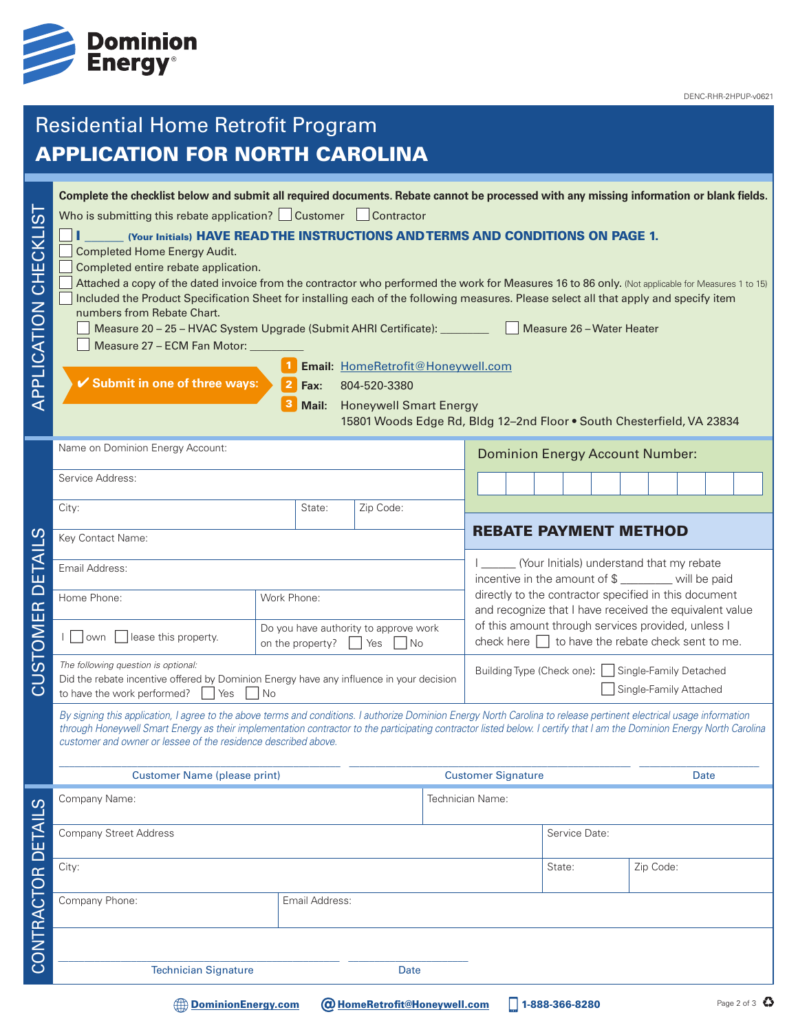DENC-RHR-2HPUP-v0621

# Residential Home Retrofit Program

# APPLICATION FOR NORTH CAROLINA

## APPLICATION CHECKLIST

**Complete the checklist below and submit all required documents. Rebate cannot be processed with any missing information or blank fields.**

Who is submitting this rebate application? ☐ Customer ☐ Contractor

- ☐ **I ______ (Your Initials) HAVE READ THE INSTRUCTIONS AND TERMS AND CONDITIONS ON PAGE 1.**
- ☐ Completed Home Energy Audit.
- ☐ Completed entire rebate application.
- ☐ Attached a copy of the dated invoice from the contractor who performed the work for Measures 16 to 86 only. (Not applicable for Measures 1 to 15)
- ☐ Included the Product Specification Sheet for installing each of the following measures. Please select all that apply and specify item numbers from Rebate Chart.
  - ☐ Measure 20 – 25 – HVAC System Upgrade (Submit AHRI Certificate): ________
  - ☐ Measure 26 – Water Heater
  - ☐ Measure 27 – ECM Fan Motor: ________

**✔ Submit in one of three ways:**

1. **Email:** HomeRetrofit@Honeywell.com
2. **Fax:** 804-520-3380
3. **Mail:** Honeywell Smart Energy
   15801 Woods Edge Rd, Bldg 12–2nd Floor • South Chesterfield, VA 23834

## CUSTOMER DETAILS

Name on Dominion Energy Account:

**Dominion Energy Account Number:** ☐☐☐☐☐☐☐☐☐☐

Service Address:

City: | State: | Zip Code:

Key Contact Name:

Email Address:

Home Phone: | Work Phone:

I ☐ own ☐ lease this property.

Do you have authority to approve work on the property? ☐ Yes ☐ No

*The following question is optional:*
Did the rebate incentive offered by Dominion Energy have any influence in your decision to have the work performed? ☐ Yes ☐ No

### REBATE PAYMENT METHOD

I ______ (Your Initials) understand that my rebate incentive in the amount of $ ________ will be paid directly to the contractor specified in this document and recognize that I have received the equivalent value of this amount through services provided, unless I check here ☐ to have the rebate check sent to me.

Building Type (Check one): ☐ Single-Family Detached ☐ Single-Family Attached

*By signing this application, I agree to the above terms and conditions. I authorize Dominion Energy North Carolina to release pertinent electrical usage information through Honeywell Smart Energy as their implementation contractor to the participating contractor listed below. I certify that I am the Dominion Energy North Carolina customer and owner or lessee of the residence described above.*

______________________ Customer Name (please print)  ______________________ Customer Signature  __________ Date

## CONTRACTOR DETAILS

Company Name: | Technician Name:

Company Street Address | Service Date:

City: | State: | Zip Code:

Company Phone: | Email Address:

______________________ Technician Signature  __________ Date

DominionEnergy.com | HomeRetrofit@Honeywell.com | 1-888-366-8280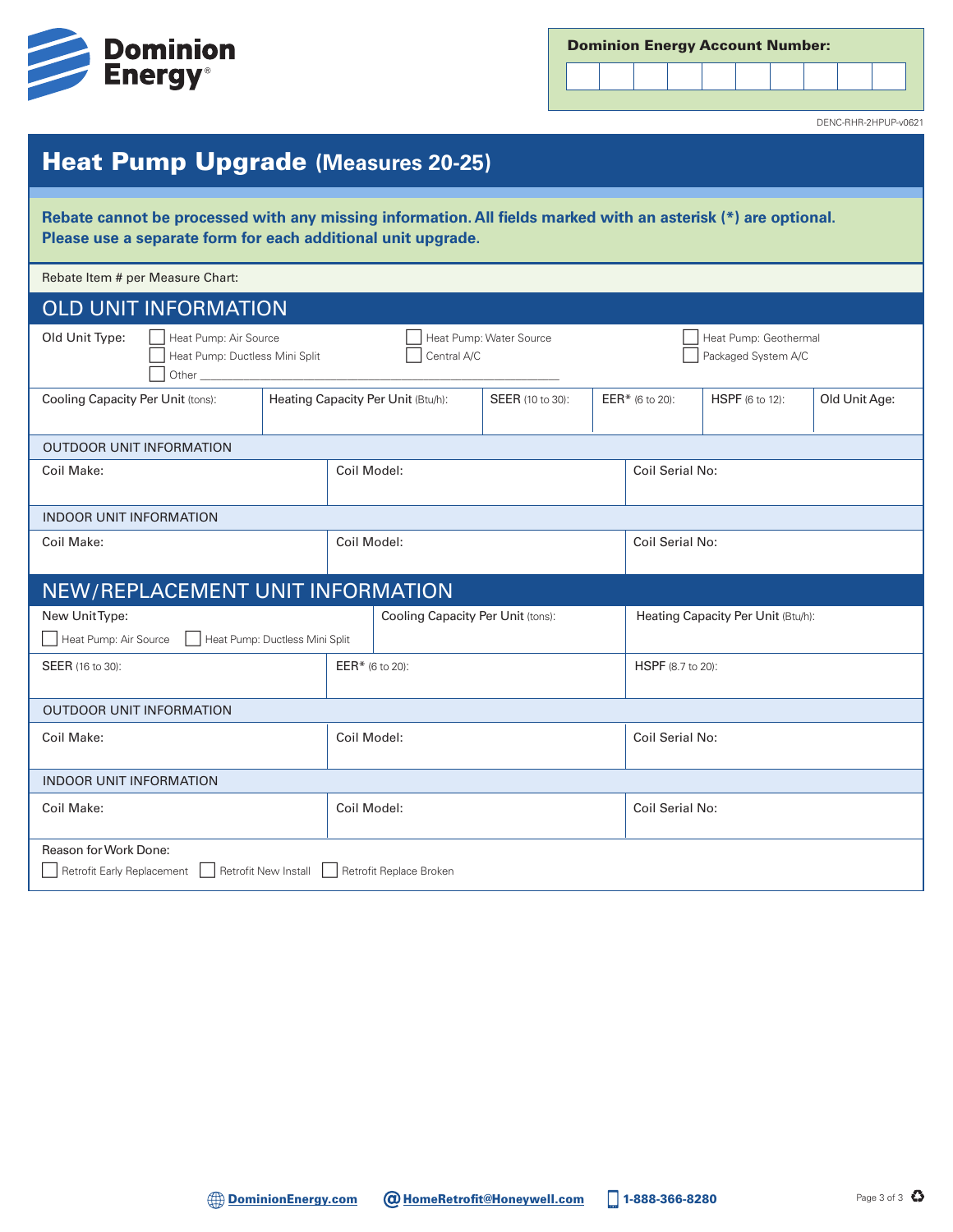Dominion Energy

**Dominion Energy Account Number:**

| | | | | | | | | | |
|---|---|---|---|---|---|---|---|---|---|
| | | | | | | | | | |

DENC-RHR-2HPUP-v0621

# Heat Pump Upgrade (Measures 20-25)

**Rebate cannot be processed with any missing information. All fields marked with an asterisk (*) are optional. Please use a separate form for each additional unit upgrade.**

Rebate Item # per Measure Chart:

## OLD UNIT INFORMATION

Old Unit Type:
- ☐ Heat Pump: Air Source
- ☐ Heat Pump: Water Source
- ☐ Heat Pump: Geothermal
- ☐ Heat Pump: Ductless Mini Split
- ☐ Central A/C
- ☐ Packaged System A/C
- ☐ Other ______________________________

| Cooling Capacity Per Unit (tons): | Heating Capacity Per Unit (Btu/h): | SEER (10 to 30): | EER* (6 to 20): | HSPF (6 to 12): | Old Unit Age: |
|---|---|---|---|---|---|
| | | | | | |

### OUTDOOR UNIT INFORMATION

| Coil Make: | Coil Model: | Coil Serial No: |
|---|---|---|
| | | |

### INDOOR UNIT INFORMATION

| Coil Make: | Coil Model: | Coil Serial No: |
|---|---|---|
| | | |

## NEW/REPLACEMENT UNIT INFORMATION

| New Unit Type: ☐ Heat Pump: Air Source ☐ Heat Pump: Ductless Mini Split | Cooling Capacity Per Unit (tons): | Heating Capacity Per Unit (Btu/h): |
|---|---|---|
| SEER (16 to 30): | EER* (6 to 20): | HSPF (8.7 to 20): |

### OUTDOOR UNIT INFORMATION

| Coil Make: | Coil Model: | Coil Serial No: |
|---|---|---|
| | | |

### INDOOR UNIT INFORMATION

| Coil Make: | Coil Model: | Coil Serial No: |
|---|---|---|
| | | |

Reason for Work Done:
- ☐ Retrofit Early Replacement
- ☐ Retrofit New Install
- ☐ Retrofit Replace Broken

DominionEnergy.com | HomeRetrofit@Honeywell.com | 1-888-366-8280